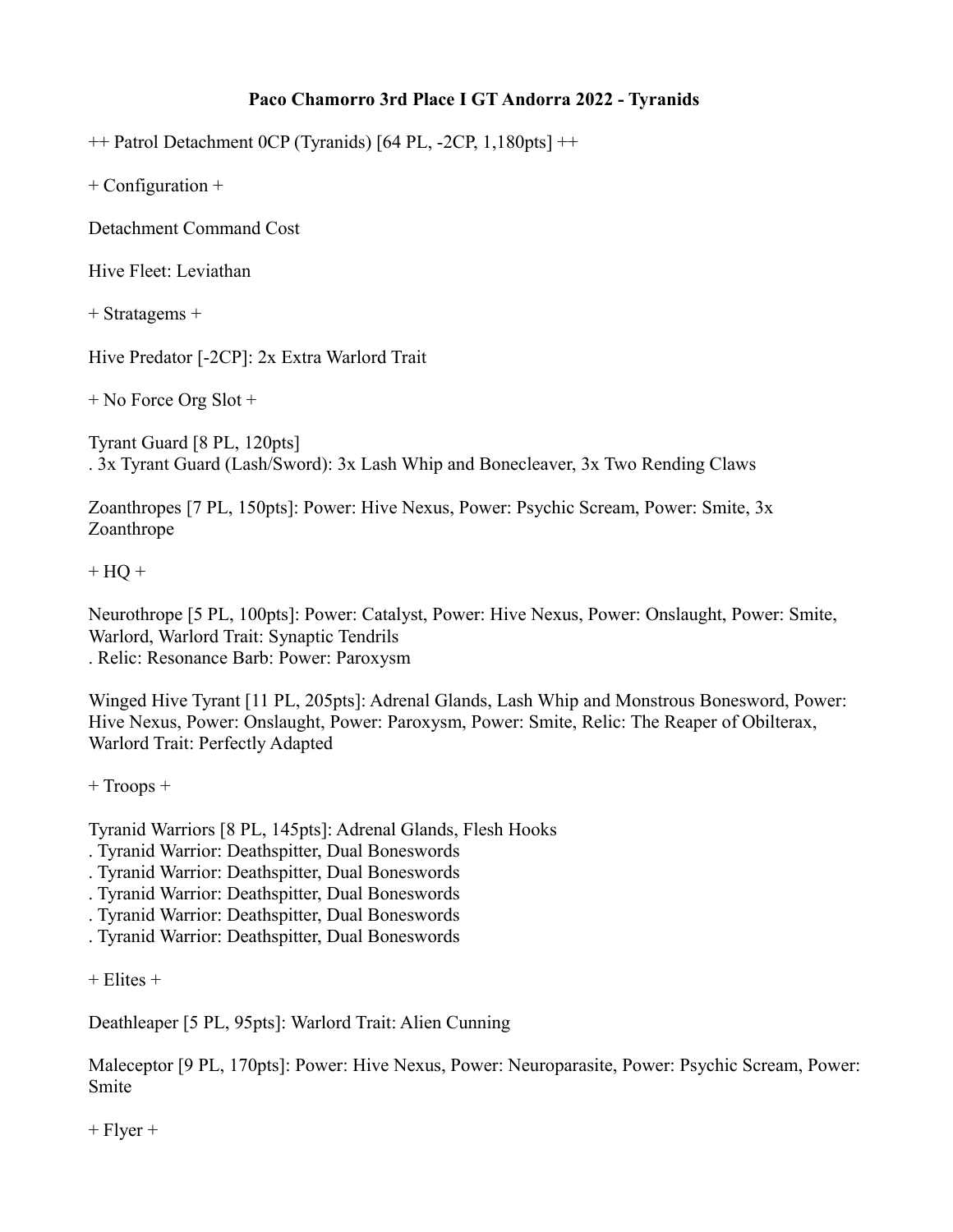**Paco Chamorro 3rd Place I GT Andorra 2022 - Tyranids**

++ Patrol Detachment 0CP (Tyranids) [64 PL, -2CP, 1,180pts] ++

+ Configuration +

Detachment Command Cost

Hive Fleet: Leviathan

+ Stratagems +

Hive Predator [-2CP]: 2x Extra Warlord Trait

+ No Force Org Slot +

Tyrant Guard [8 PL, 120pts]
. 3x Tyrant Guard (Lash/Sword): 3x Lash Whip and Bonecleaver, 3x Two Rending Claws

Zoanthropes [7 PL, 150pts]: Power: Hive Nexus, Power: Psychic Scream, Power: Smite, 3x Zoanthrope

+ HQ +

Neurothrope [5 PL, 100pts]: Power: Catalyst, Power: Hive Nexus, Power: Onslaught, Power: Smite, Warlord, Warlord Trait: Synaptic Tendrils
. Relic: Resonance Barb: Power: Paroxysm

Winged Hive Tyrant [11 PL, 205pts]: Adrenal Glands, Lash Whip and Monstrous Bonesword, Power: Hive Nexus, Power: Onslaught, Power: Paroxysm, Power: Smite, Relic: The Reaper of Obilterax, Warlord Trait: Perfectly Adapted

+ Troops +

Tyranid Warriors [8 PL, 145pts]: Adrenal Glands, Flesh Hooks
. Tyranid Warrior: Deathspitter, Dual Boneswords
. Tyranid Warrior: Deathspitter, Dual Boneswords
. Tyranid Warrior: Deathspitter, Dual Boneswords
. Tyranid Warrior: Deathspitter, Dual Boneswords
. Tyranid Warrior: Deathspitter, Dual Boneswords

+ Elites +

Deathleaper [5 PL, 95pts]: Warlord Trait: Alien Cunning

Maleceptor [9 PL, 170pts]: Power: Hive Nexus, Power: Neuroparasite, Power: Psychic Scream, Power: Smite

+ Flyer +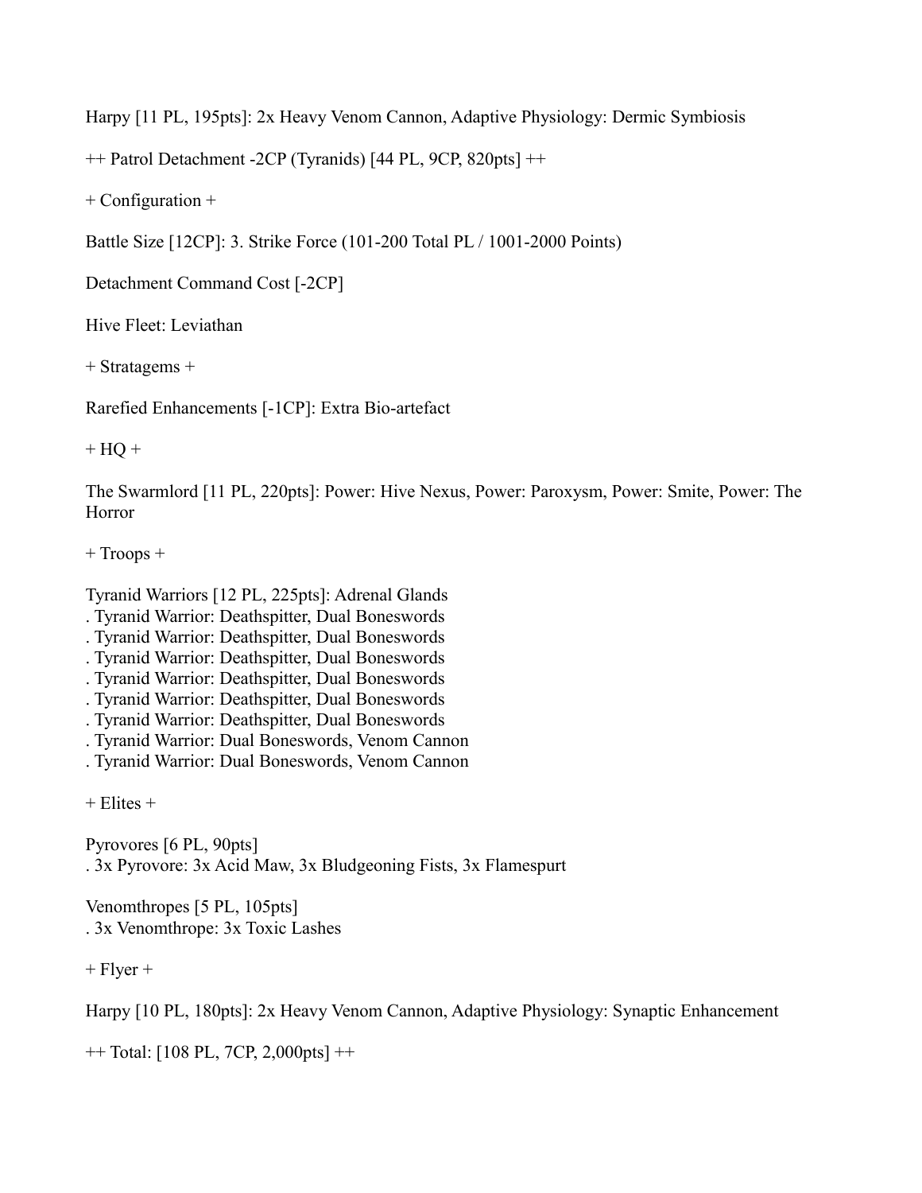Harpy [11 PL, 195pts]: 2x Heavy Venom Cannon, Adaptive Physiology: Dermic Symbiosis

++ Patrol Detachment -2CP (Tyranids) [44 PL, 9CP, 820pts] ++

+ Configuration +

Battle Size [12CP]: 3. Strike Force (101-200 Total PL / 1001-2000 Points)

Detachment Command Cost [-2CP]

Hive Fleet: Leviathan

+ Stratagems +

Rarefied Enhancements [-1CP]: Extra Bio-artefact

+ HQ +

The Swarmlord [11 PL, 220pts]: Power: Hive Nexus, Power: Paroxysm, Power: Smite, Power: The Horror

+ Troops +

Tyranid Warriors [12 PL, 225pts]: Adrenal Glands
. Tyranid Warrior: Deathspitter, Dual Boneswords
. Tyranid Warrior: Deathspitter, Dual Boneswords
. Tyranid Warrior: Deathspitter, Dual Boneswords
. Tyranid Warrior: Deathspitter, Dual Boneswords
. Tyranid Warrior: Deathspitter, Dual Boneswords
. Tyranid Warrior: Deathspitter, Dual Boneswords
. Tyranid Warrior: Dual Boneswords, Venom Cannon
. Tyranid Warrior: Dual Boneswords, Venom Cannon

+ Elites +

Pyrovores [6 PL, 90pts]
. 3x Pyrovore: 3x Acid Maw, 3x Bludgeoning Fists, 3x Flamespurt

Venomthropes [5 PL, 105pts]
. 3x Venomthrope: 3x Toxic Lashes

+ Flyer +

Harpy [10 PL, 180pts]: 2x Heavy Venom Cannon, Adaptive Physiology: Synaptic Enhancement

++ Total: [108 PL, 7CP, 2,000pts] ++